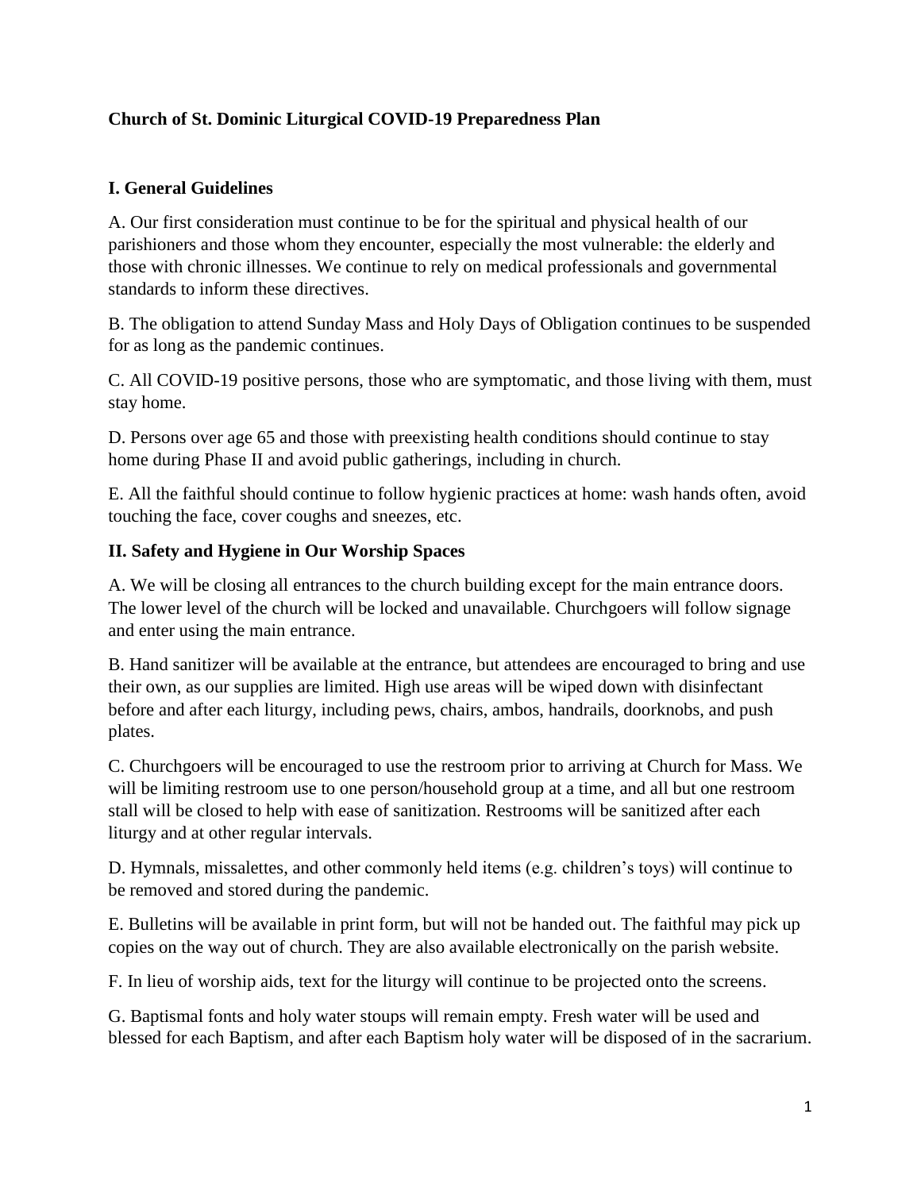# Church of St. Dominic Liturgical COVID-19 Preparedness Plan

## I. General Guidelines

A. Our first consideration must continue to be for the spiritual and physical health of our parishioners and those whom they encounter, especially the most vulnerable: the elderly and those with chronic illnesses. We continue to rely on medical professionals and governmental standards to inform these directives.

B. The obligation to attend Sunday Mass and Holy Days of Obligation continues to be suspended for as long as the pandemic continues.

C. All COVID-19 positive persons, those who are symptomatic, and those living with them, must stay home.

D. Persons over age 65 and those with preexisting health conditions should continue to stay home during Phase II and avoid public gatherings, including in church.

E. All the faithful should continue to follow hygienic practices at home: wash hands often, avoid touching the face, cover coughs and sneezes, etc.

## II. Safety and Hygiene in Our Worship Spaces

A. We will be closing all entrances to the church building except for the main entrance doors. The lower level of the church will be locked and unavailable. Churchgoers will follow signage and enter using the main entrance.

B. Hand sanitizer will be available at the entrance, but attendees are encouraged to bring and use their own, as our supplies are limited. High use areas will be wiped down with disinfectant before and after each liturgy, including pews, chairs, ambos, handrails, doorknobs, and push plates.

C. Churchgoers will be encouraged to use the restroom prior to arriving at Church for Mass. We will be limiting restroom use to one person/household group at a time, and all but one restroom stall will be closed to help with ease of sanitization. Restrooms will be sanitized after each liturgy and at other regular intervals.

D. Hymnals, missalettes, and other commonly held items (e.g. children's toys) will continue to be removed and stored during the pandemic.

E. Bulletins will be available in print form, but will not be handed out. The faithful may pick up copies on the way out of church. They are also available electronically on the parish website.

F. In lieu of worship aids, text for the liturgy will continue to be projected onto the screens.

G. Baptismal fonts and holy water stoups will remain empty. Fresh water will be used and blessed for each Baptism, and after each Baptism holy water will be disposed of in the sacrarium.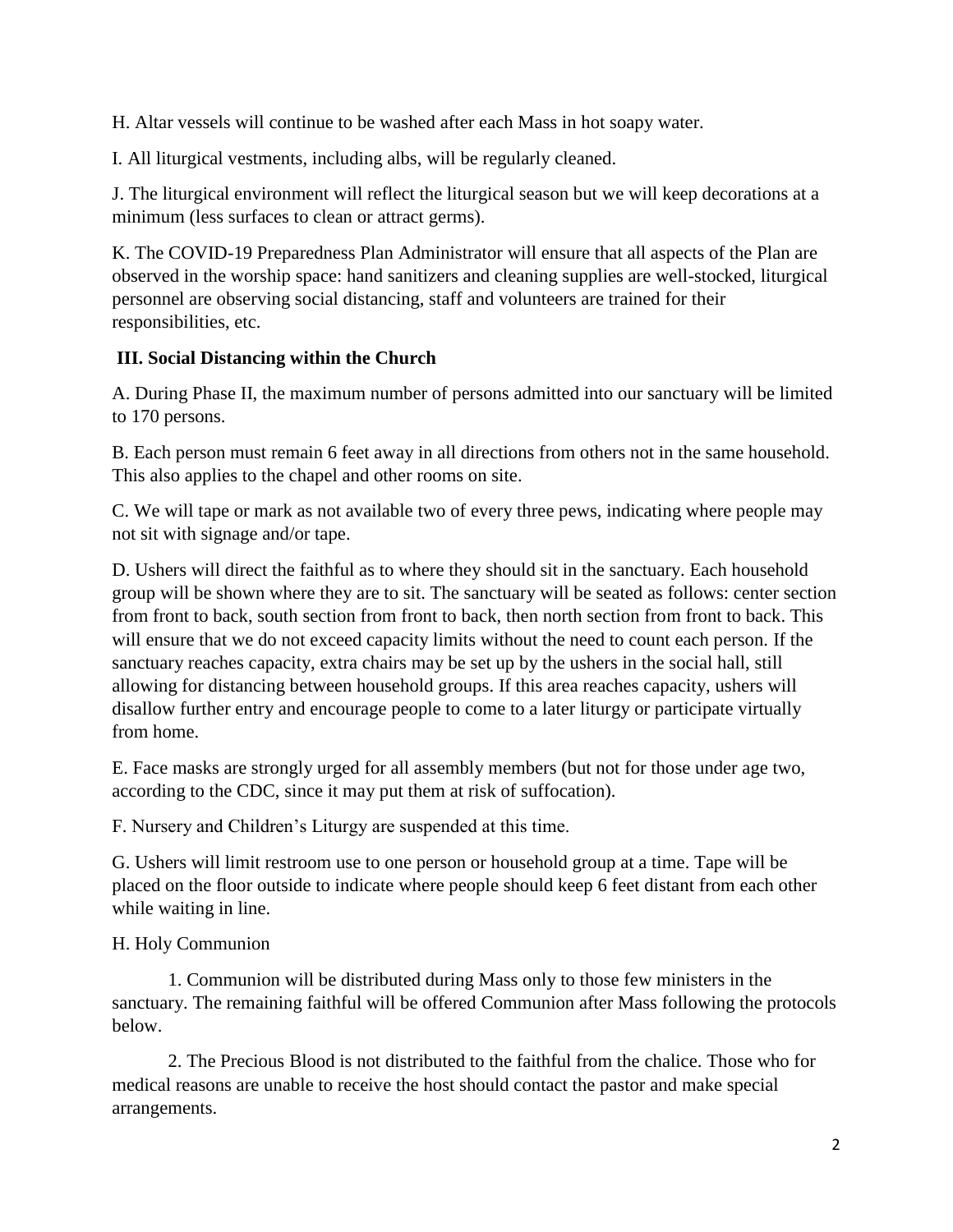H. Altar vessels will continue to be washed after each Mass in hot soapy water.

I. All liturgical vestments, including albs, will be regularly cleaned.

J. The liturgical environment will reflect the liturgical season but we will keep decorations at a minimum (less surfaces to clean or attract germs).

K. The COVID-19 Preparedness Plan Administrator will ensure that all aspects of the Plan are observed in the worship space: hand sanitizers and cleaning supplies are well-stocked, liturgical personnel are observing social distancing, staff and volunteers are trained for their responsibilities, etc.

**III. Social Distancing within the Church**

A. During Phase II, the maximum number of persons admitted into our sanctuary will be limited to 170 persons.

B. Each person must remain 6 feet away in all directions from others not in the same household. This also applies to the chapel and other rooms on site.

C. We will tape or mark as not available two of every three pews, indicating where people may not sit with signage and/or tape.

D. Ushers will direct the faithful as to where they should sit in the sanctuary. Each household group will be shown where they are to sit. The sanctuary will be seated as follows: center section from front to back, south section from front to back, then north section from front to back. This will ensure that we do not exceed capacity limits without the need to count each person. If the sanctuary reaches capacity, extra chairs may be set up by the ushers in the social hall, still allowing for distancing between household groups. If this area reaches capacity, ushers will disallow further entry and encourage people to come to a later liturgy or participate virtually from home.

E. Face masks are strongly urged for all assembly members (but not for those under age two, according to the CDC, since it may put them at risk of suffocation).

F. Nursery and Children's Liturgy are suspended at this time.

G. Ushers will limit restroom use to one person or household group at a time. Tape will be placed on the floor outside to indicate where people should keep 6 feet distant from each other while waiting in line.

H. Holy Communion

1. Communion will be distributed during Mass only to those few ministers in the sanctuary. The remaining faithful will be offered Communion after Mass following the protocols below.

2. The Precious Blood is not distributed to the faithful from the chalice. Those who for medical reasons are unable to receive the host should contact the pastor and make special arrangements.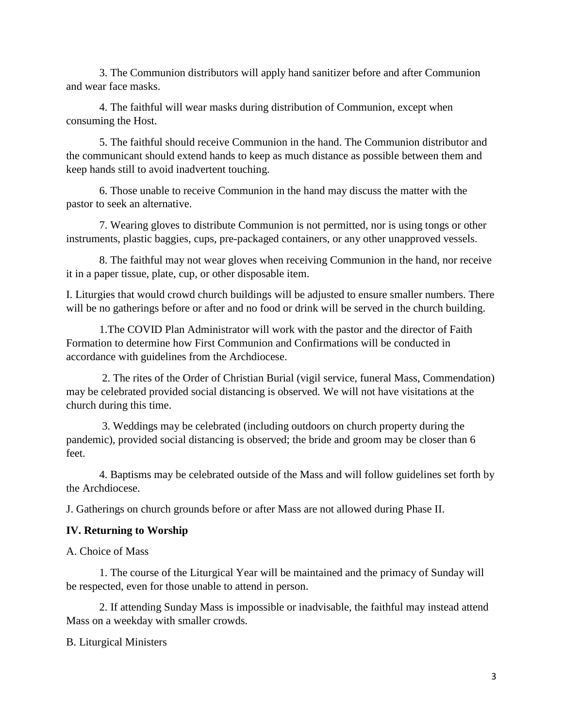3. The Communion distributors will apply hand sanitizer before and after Communion and wear face masks.

4. The faithful will wear masks during distribution of Communion, except when consuming the Host.

5. The faithful should receive Communion in the hand. The Communion distributor and the communicant should extend hands to keep as much distance as possible between them and keep hands still to avoid inadvertent touching.

6. Those unable to receive Communion in the hand may discuss the matter with the pastor to seek an alternative.

7. Wearing gloves to distribute Communion is not permitted, nor is using tongs or other instruments, plastic baggies, cups, pre-packaged containers, or any other unapproved vessels.

8. The faithful may not wear gloves when receiving Communion in the hand, nor receive it in a paper tissue, plate, cup, or other disposable item.

I. Liturgies that would crowd church buildings will be adjusted to ensure smaller numbers. There will be no gatherings before or after and no food or drink will be served in the church building.

1.The COVID Plan Administrator will work with the pastor and the director of Faith Formation to determine how First Communion and Confirmations will be conducted in accordance with guidelines from the Archdiocese.

2. The rites of the Order of Christian Burial (vigil service, funeral Mass, Commendation) may be celebrated provided social distancing is observed. We will not have visitations at the church during this time.

3. Weddings may be celebrated (including outdoors on church property during the pandemic), provided social distancing is observed; the bride and groom may be closer than 6 feet.

4. Baptisms may be celebrated outside of the Mass and will follow guidelines set forth by the Archdiocese.

J. Gatherings on church grounds before or after Mass are not allowed during Phase II.

**IV. Returning to Worship**

A. Choice of Mass

1. The course of the Liturgical Year will be maintained and the primacy of Sunday will be respected, even for those unable to attend in person.

2. If attending Sunday Mass is impossible or inadvisable, the faithful may instead attend Mass on a weekday with smaller crowds.

B. Liturgical Ministers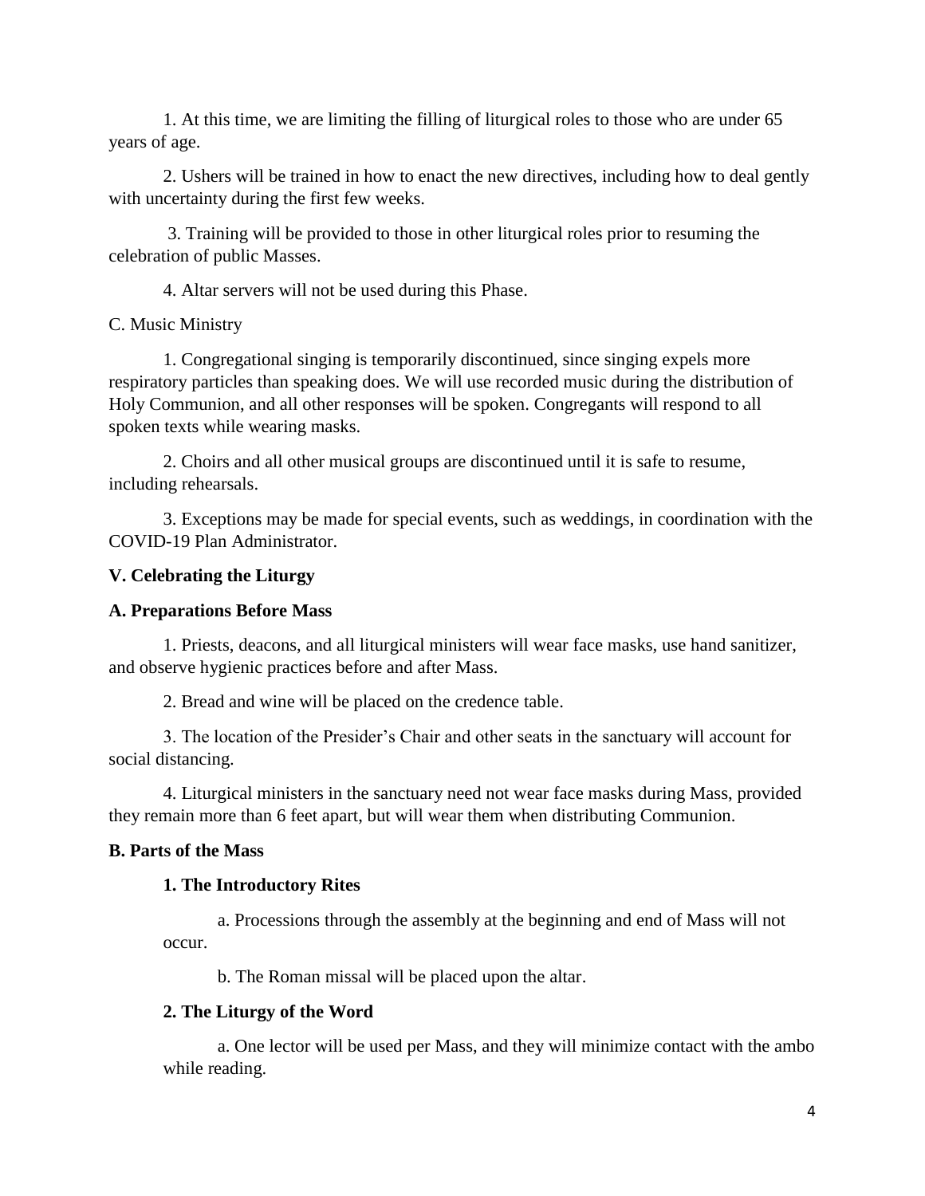1. At this time, we are limiting the filling of liturgical roles to those who are under 65 years of age.

2. Ushers will be trained in how to enact the new directives, including how to deal gently with uncertainty during the first few weeks.

3. Training will be provided to those in other liturgical roles prior to resuming the celebration of public Masses.

4. Altar servers will not be used during this Phase.

C. Music Ministry

1. Congregational singing is temporarily discontinued, since singing expels more respiratory particles than speaking does. We will use recorded music during the distribution of Holy Communion, and all other responses will be spoken. Congregants will respond to all spoken texts while wearing masks.

2. Choirs and all other musical groups are discontinued until it is safe to resume, including rehearsals.

3. Exceptions may be made for special events, such as weddings, in coordination with the COVID-19 Plan Administrator.

## V. Celebrating the Liturgy

### A. Preparations Before Mass

1. Priests, deacons, and all liturgical ministers will wear face masks, use hand sanitizer, and observe hygienic practices before and after Mass.

2. Bread and wine will be placed on the credence table.

3. The location of the Presider's Chair and other seats in the sanctuary will account for social distancing.

4. Liturgical ministers in the sanctuary need not wear face masks during Mass, provided they remain more than 6 feet apart, but will wear them when distributing Communion.

### B. Parts of the Mass

#### 1. The Introductory Rites

a. Processions through the assembly at the beginning and end of Mass will not occur.

b. The Roman missal will be placed upon the altar.

#### 2. The Liturgy of the Word

a. One lector will be used per Mass, and they will minimize contact with the ambo while reading.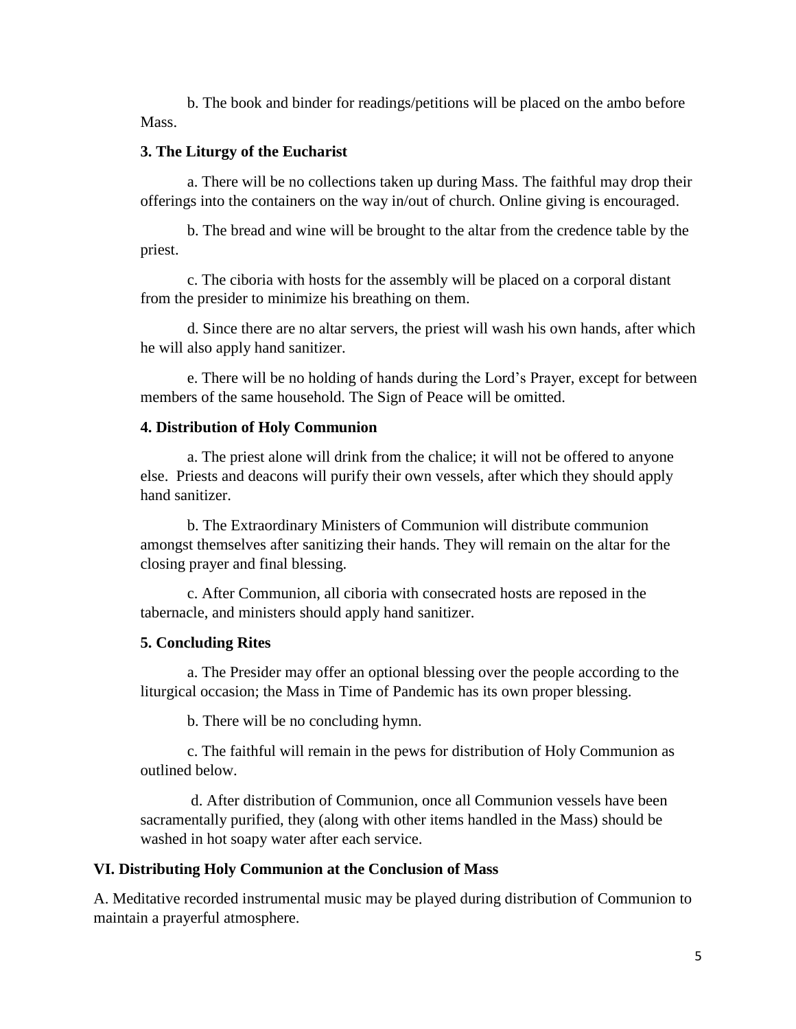b. The book and binder for readings/petitions will be placed on the ambo before Mass.

**3. The Liturgy of the Eucharist**

a. There will be no collections taken up during Mass. The faithful may drop their offerings into the containers on the way in/out of church. Online giving is encouraged.

b. The bread and wine will be brought to the altar from the credence table by the priest.

c. The ciboria with hosts for the assembly will be placed on a corporal distant from the presider to minimize his breathing on them.

d. Since there are no altar servers, the priest will wash his own hands, after which he will also apply hand sanitizer.

e. There will be no holding of hands during the Lord's Prayer, except for between members of the same household. The Sign of Peace will be omitted.

**4. Distribution of Holy Communion**

a. The priest alone will drink from the chalice; it will not be offered to anyone else. Priests and deacons will purify their own vessels, after which they should apply hand sanitizer.

b. The Extraordinary Ministers of Communion will distribute communion amongst themselves after sanitizing their hands. They will remain on the altar for the closing prayer and final blessing.

c. After Communion, all ciboria with consecrated hosts are reposed in the tabernacle, and ministers should apply hand sanitizer.

**5. Concluding Rites**

a. The Presider may offer an optional blessing over the people according to the liturgical occasion; the Mass in Time of Pandemic has its own proper blessing.

b. There will be no concluding hymn.

c. The faithful will remain in the pews for distribution of Holy Communion as outlined below.

d. After distribution of Communion, once all Communion vessels have been sacramentally purified, they (along with other items handled in the Mass) should be washed in hot soapy water after each service.

**VI. Distributing Holy Communion at the Conclusion of Mass**

A. Meditative recorded instrumental music may be played during distribution of Communion to maintain a prayerful atmosphere.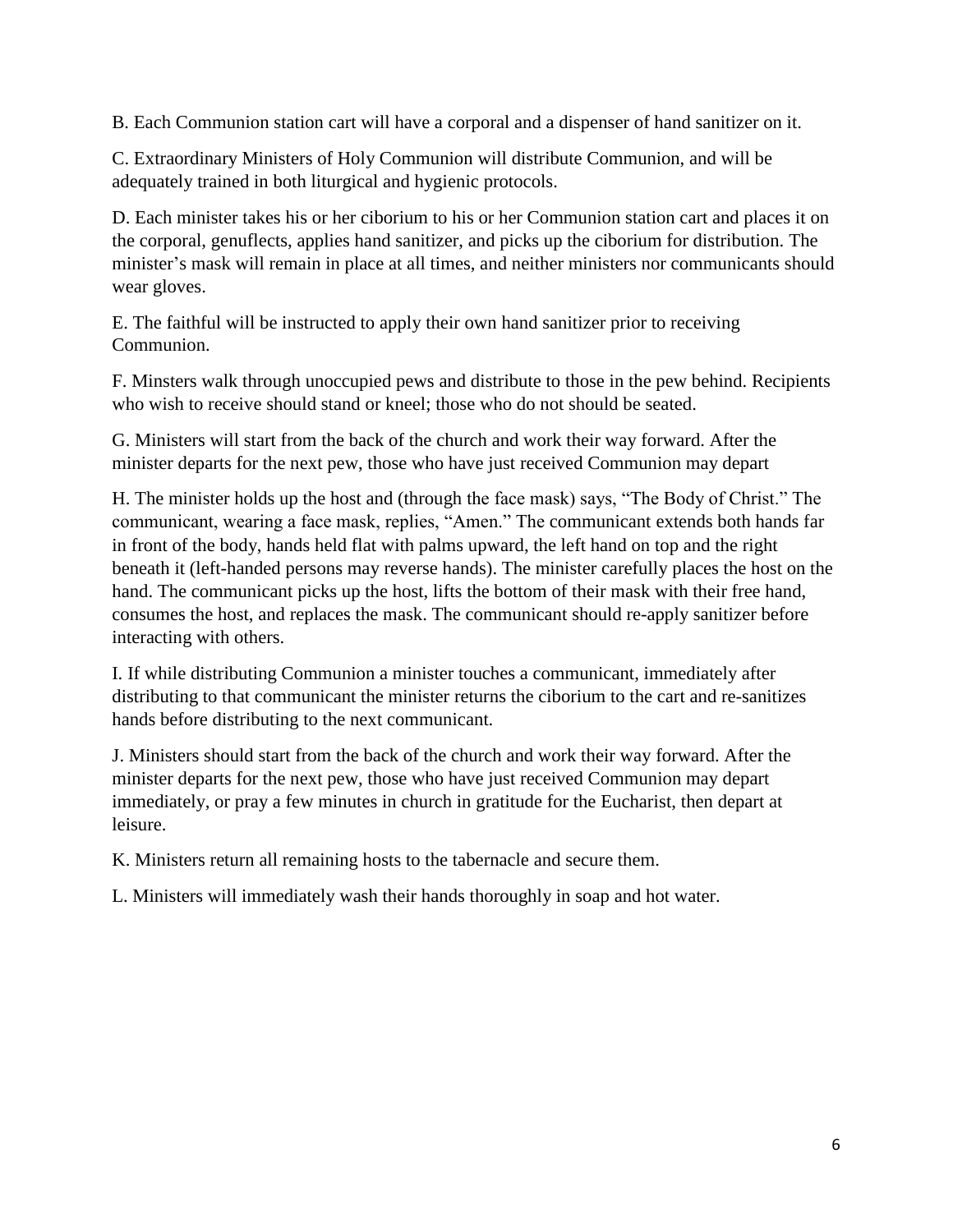B. Each Communion station cart will have a corporal and a dispenser of hand sanitizer on it.

C. Extraordinary Ministers of Holy Communion will distribute Communion, and will be adequately trained in both liturgical and hygienic protocols.

D. Each minister takes his or her ciborium to his or her Communion station cart and places it on the corporal, genuflects, applies hand sanitizer, and picks up the ciborium for distribution. The minister's mask will remain in place at all times, and neither ministers nor communicants should wear gloves.

E. The faithful will be instructed to apply their own hand sanitizer prior to receiving Communion.

F. Minsters walk through unoccupied pews and distribute to those in the pew behind. Recipients who wish to receive should stand or kneel; those who do not should be seated.

G. Ministers will start from the back of the church and work their way forward. After the minister departs for the next pew, those who have just received Communion may depart

H. The minister holds up the host and (through the face mask) says, "The Body of Christ." The communicant, wearing a face mask, replies, "Amen." The communicant extends both hands far in front of the body, hands held flat with palms upward, the left hand on top and the right beneath it (left-handed persons may reverse hands). The minister carefully places the host on the hand. The communicant picks up the host, lifts the bottom of their mask with their free hand, consumes the host, and replaces the mask. The communicant should re-apply sanitizer before interacting with others.

I. If while distributing Communion a minister touches a communicant, immediately after distributing to that communicant the minister returns the ciborium to the cart and re-sanitizes hands before distributing to the next communicant.

J. Ministers should start from the back of the church and work their way forward. After the minister departs for the next pew, those who have just received Communion may depart immediately, or pray a few minutes in church in gratitude for the Eucharist, then depart at leisure.

K. Ministers return all remaining hosts to the tabernacle and secure them.

L. Ministers will immediately wash their hands thoroughly in soap and hot water.